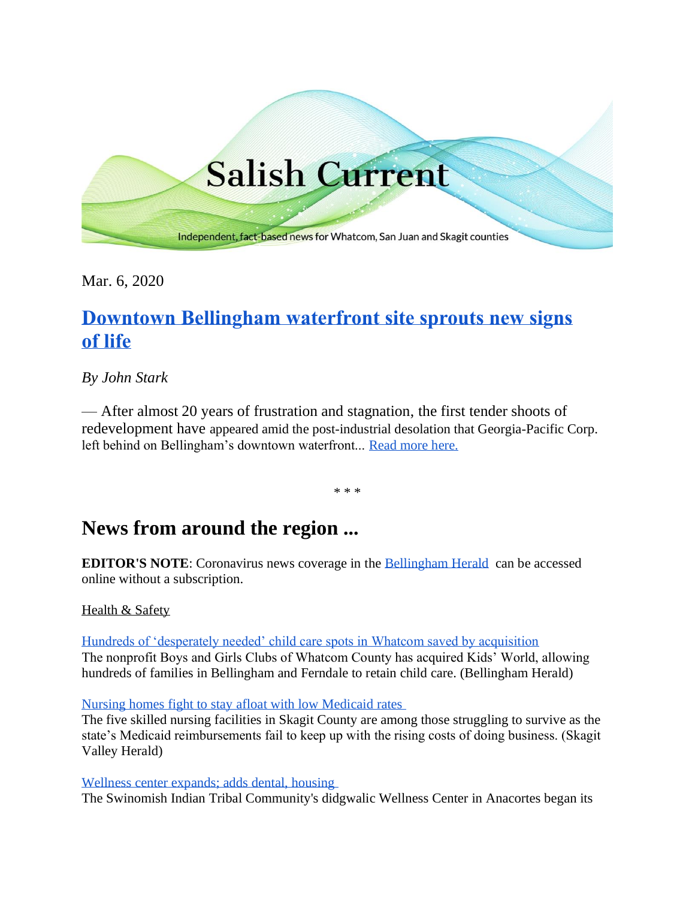# Salish Current

Independent, fact-based news for Whatcom, San Juan and Skagit counties

Mar. 6, 2020

## Downtown Bellingham waterfront site sprouts new signs of life

*By John Stark*

— After almost 20 years of frustration and stagnation, the first tender shoots of redevelopment have appeared amid the post-industrial desolation that Georgia-Pacific Corp. left behind on Bellingham's downtown waterfront... Read more here.

\* \* \*

## News from around the region ...

**EDITOR'S NOTE**: Coronavirus news coverage in the Bellingham Herald can be accessed online without a subscription.

Health & Safety

Hundreds of 'desperately needed' child care spots in Whatcom saved by acquisition
The nonprofit Boys and Girls Clubs of Whatcom County has acquired Kids' World, allowing hundreds of families in Bellingham and Ferndale to retain child care. (Bellingham Herald)

Nursing homes fight to stay afloat with low Medicaid rates
The five skilled nursing facilities in Skagit County are among those struggling to survive as the state's Medicaid reimbursements fail to keep up with the rising costs of doing business. (Skagit Valley Herald)

Wellness center expands; adds dental, housing
The Swinomish Indian Tribal Community's didgwalic Wellness Center in Anacortes began its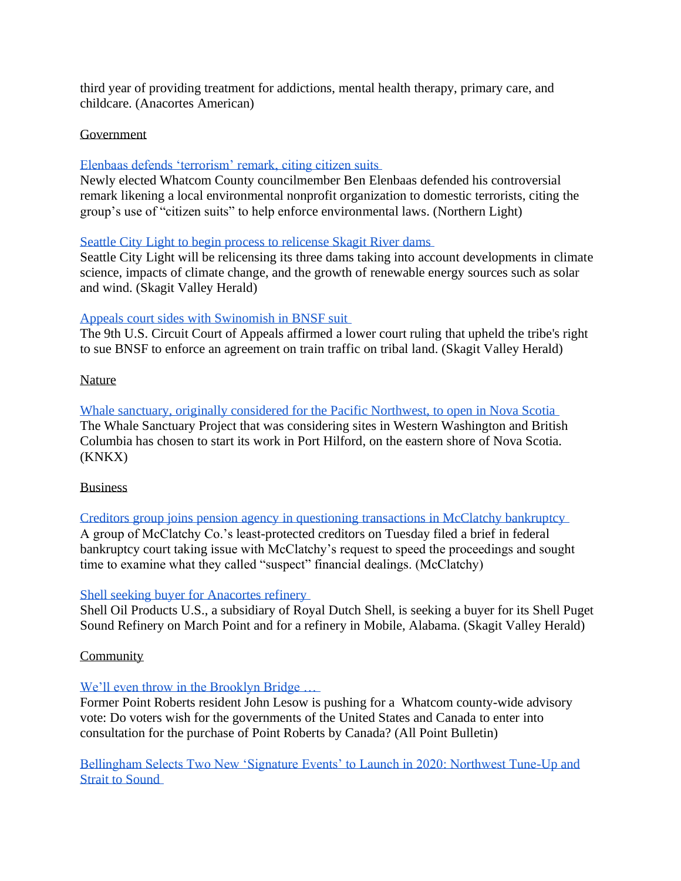third year of providing treatment for addictions, mental health therapy, primary care, and childcare. (Anacortes American)

## Government

**Elenbaas defends 'terrorism' remark, citing citizen suits**
Newly elected Whatcom County councilmember Ben Elenbaas defended his controversial remark likening a local environmental nonprofit organization to domestic terrorists, citing the group's use of "citizen suits" to help enforce environmental laws. (Northern Light)

**Seattle City Light to begin process to relicense Skagit River dams**
Seattle City Light will be relicensing its three dams taking into account developments in climate science, impacts of climate change, and the growth of renewable energy sources such as solar and wind. (Skagit Valley Herald)

**Appeals court sides with Swinomish in BNSF suit**
The 9th U.S. Circuit Court of Appeals affirmed a lower court ruling that upheld the tribe's right to sue BNSF to enforce an agreement on train traffic on tribal land. (Skagit Valley Herald)

## Nature

**Whale sanctuary, originally considered for the Pacific Northwest, to open in Nova Scotia**
The Whale Sanctuary Project that was considering sites in Western Washington and British Columbia has chosen to start its work in Port Hilford, on the eastern shore of Nova Scotia. (KNKX)

## Business

**Creditors group joins pension agency in questioning transactions in McClatchy bankruptcy**
A group of McClatchy Co.'s least-protected creditors on Tuesday filed a brief in federal bankruptcy court taking issue with McClatchy's request to speed the proceedings and sought time to examine what they called "suspect" financial dealings. (McClatchy)

**Shell seeking buyer for Anacortes refinery**
Shell Oil Products U.S., a subsidiary of Royal Dutch Shell, is seeking a buyer for its Shell Puget Sound Refinery on March Point and for a refinery in Mobile, Alabama. (Skagit Valley Herald)

## Community

**We'll even throw in the Brooklyn Bridge …**
Former Point Roberts resident John Lesow is pushing for a Whatcom county-wide advisory vote: Do voters wish for the governments of the United States and Canada to enter into consultation for the purchase of Point Roberts by Canada? (All Point Bulletin)

**Bellingham Selects Two New 'Signature Events' to Launch in 2020: Northwest Tune-Up and Strait to Sound**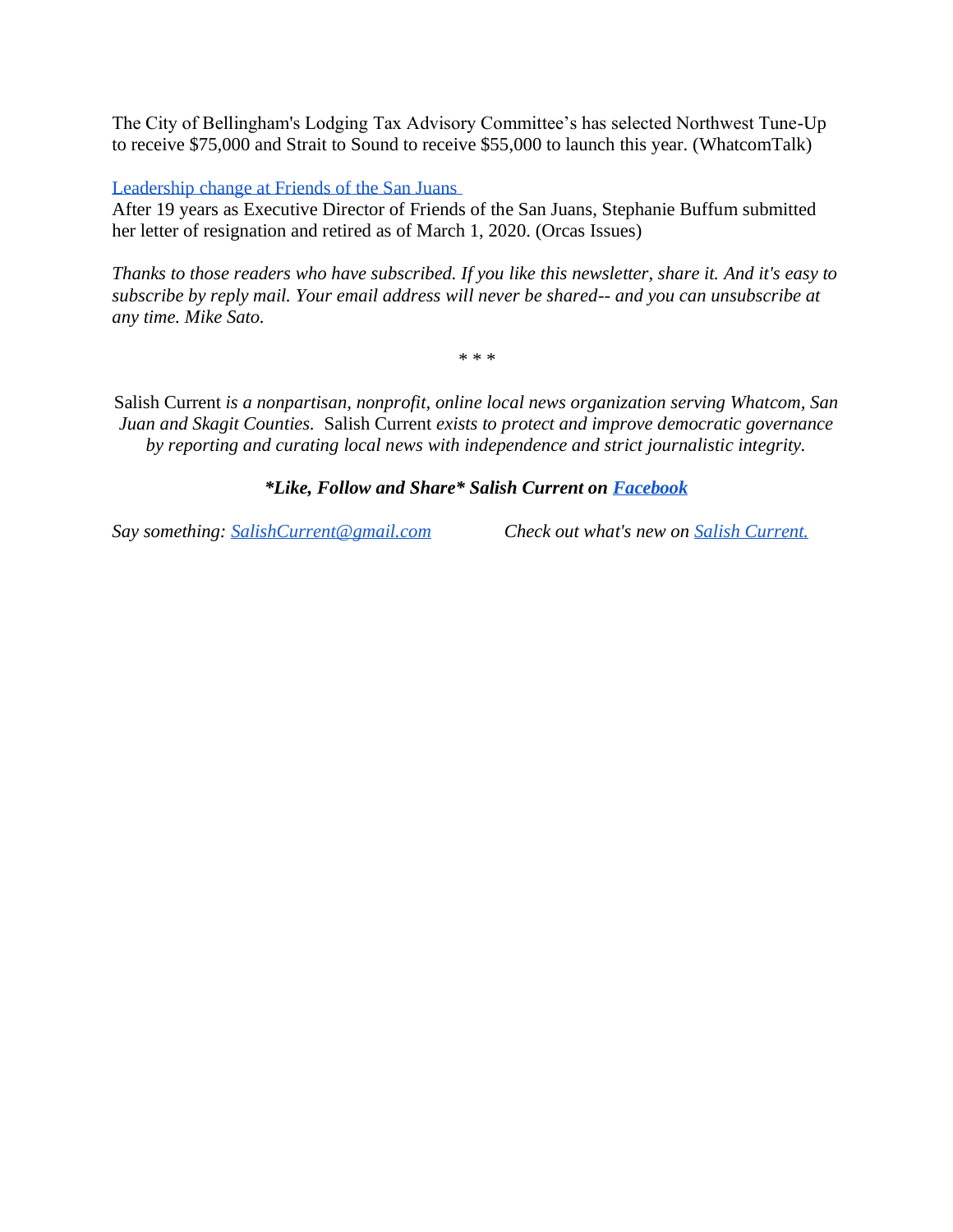The City of Bellingham's Lodging Tax Advisory Committee's has selected Northwest Tune-Up to receive $75,000 and Strait to Sound to receive $55,000 to launch this year. (WhatcomTalk)

Leadership change at Friends of the San Juans

After 19 years as Executive Director of Friends of the San Juans, Stephanie Buffum submitted her letter of resignation and retired as of March 1, 2020. (Orcas Issues)

*Thanks to those readers who have subscribed. If you like this newsletter, share it. And it's easy to subscribe by reply mail. Your email address will never be shared-- and you can unsubscribe at any time. Mike Sato.*

\* \* \*

Salish Current *is a nonpartisan, nonprofit, online local news organization serving Whatcom, San Juan and Skagit Counties.* Salish Current *exists to protect and improve democratic governance by reporting and curating local news with independence and strict journalistic integrity.*

***Like, Follow and Share* Salish Current on Facebook**

*Say something: SalishCurrent@gmail.com* *Check out what's new on Salish Current.*